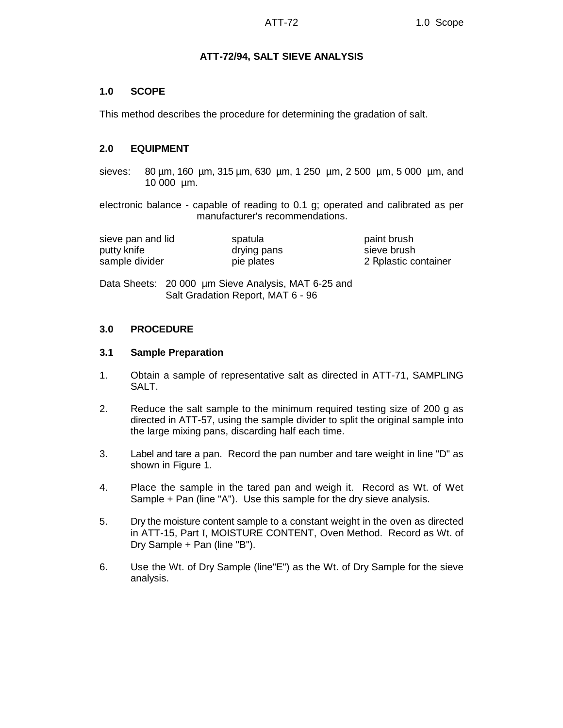# ATT-72/94, SALT SIEVE ANALYSIS

## 1.0 SCOPE

This method describes the procedure for determining the gradation of salt.

## 2.0 EQUIPMENT

sieves: 80 µm, 160 µm, 315 µm, 630 µm, 1 250 µm, 2 500 µm, 5 000 µm, and 10 000 µm.

electronic balance - capable of reading to 0.1 g; operated and calibrated as per manufacturer's recommendations.

| | | |
|---|---|---|
| sieve pan and lid | spatula | paint brush |
| putty knife | drying pans | sieve brush |
| sample divider | pie plates | 2 Rplastic container |

Data Sheets: 20 000 µm Sieve Analysis, MAT 6-25 and Salt Gradation Report, MAT 6 - 96

## 3.0 PROCEDURE

### 3.1 Sample Preparation

1. Obtain a sample of representative salt as directed in ATT-71, SAMPLING SALT.

2. Reduce the salt sample to the minimum required testing size of 200 g as directed in ATT-57, using the sample divider to split the original sample into the large mixing pans, discarding half each time.

3. Label and tare a pan. Record the pan number and tare weight in line "D" as shown in Figure 1.

4. Place the sample in the tared pan and weigh it. Record as Wt. of Wet Sample + Pan (line "A"). Use this sample for the dry sieve analysis.

5. Dry the moisture content sample to a constant weight in the oven as directed in ATT-15, Part I, MOISTURE CONTENT, Oven Method. Record as Wt. of Dry Sample + Pan (line "B").

6. Use the Wt. of Dry Sample (line"E") as the Wt. of Dry Sample for the sieve analysis.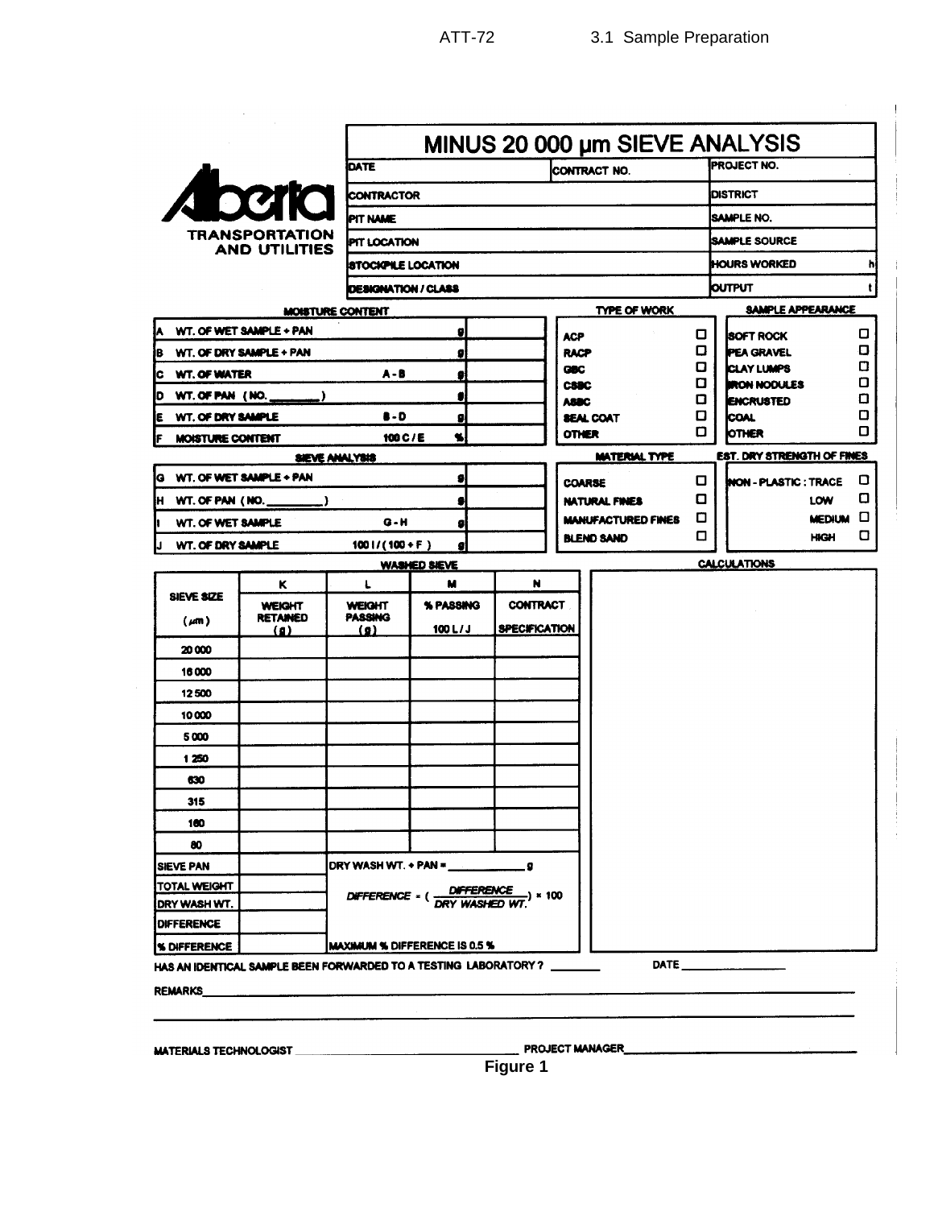# MINUS 20 000 µm SIEVE ANALYSIS

**Alberta TRANSPORTATION AND UTILITIES**

| DATE | CONTRACT NO. | PROJECT NO. |
|---|---|---|
| CONTRACTOR | | DISTRICT |
| PIT NAME | | SAMPLE NO. |
| PIT LOCATION | | SAMPLE SOURCE |
| STOCKPILE LOCATION | | HOURS WORKED h |
| DESIGNATION / CLASS | | OUTPUT t |

**MOISTURE CONTENT**

| | | | | |
|---|---|---|---|---|
| A | WT. OF WET SAMPLE + PAN | | g | |
| B | WT. OF DRY SAMPLE + PAN | | g | |
| C | WT. OF WATER | A - B | g | |
| D | WT. OF PAN (NO. ________) | | g | |
| E | WT. OF DRY SAMPLE | B - D | g | |
| F | MOISTURE CONTENT | 100 C / E | % | |

**SIEVE ANALYSIS**

| | | | | |
|---|---|---|---|---|
| G | WT. OF WET SAMPLE + PAN | | g | |
| H | WT. OF PAN (NO. ________) | | g | |
| I | WT. OF WET SAMPLE | G - H | g | |
| J | WT. OF DRY SAMPLE | 100 I / (100 + F) | g | |

**TYPE OF WORK**

- ACP ☐
- RACP ☐
- GBC ☐
- CSBC ☐
- ASBC ☐
- SEAL COAT ☐
- OTHER ☐

**SAMPLE APPEARANCE**

- SOFT ROCK ☐
- PEA GRAVEL ☐
- CLAY LUMPS ☐
- IRON NODULES ☐
- ENCRUSTED ☐
- COAL ☐
- OTHER ☐

**MATERIAL TYPE**

- COARSE ☐
- NATURAL FINES ☐
- MANUFACTURED FINES ☐
- BLEND SAND ☐

**EST. DRY STRENGTH OF FINES**

- NON - PLASTIC : TRACE ☐
- LOW ☐
- MEDIUM ☐
- HIGH ☐

**WASHED SIEVE**

| SIEVE SIZE (µm) | K WEIGHT RETAINED (g) | L WEIGHT PASSING (g) | M % PASSING 100 L / J | N CONTRACT SPECIFICATION |
|---|---|---|---|---|
| 20 000 | | | | |
| 16 000 | | | | |
| 12 500 | | | | |
| 10 000 | | | | |
| 5 000 | | | | |
| 1 250 | | | | |
| 630 | | | | |
| 315 | | | | |
| 160 | | | | |
| 80 | | | | |
| SIEVE PAN | | DRY WASH WT. + PAN = ____________ g | | |
| TOTAL WEIGHT | | | | |
| DRY WASH WT. | | | | |
| DIFFERENCE | | | | |
| % DIFFERENCE | | MAXIMUM % DIFFERENCE IS 0.5 % | | |

$$DIFFERENCE = \left( \frac{DIFFERENCE}{DRY\ WASHED\ WT.} \right) \times 100$$

**CALCULATIONS**

HAS AN IDENTICAL SAMPLE BEEN FORWARDED TO A TESTING LABORATORY? ________ DATE ________________

REMARKS ____________________________________________

MATERIALS TECHNOLOGIST ______________________ PROJECT MANAGER ______________________

Figure 1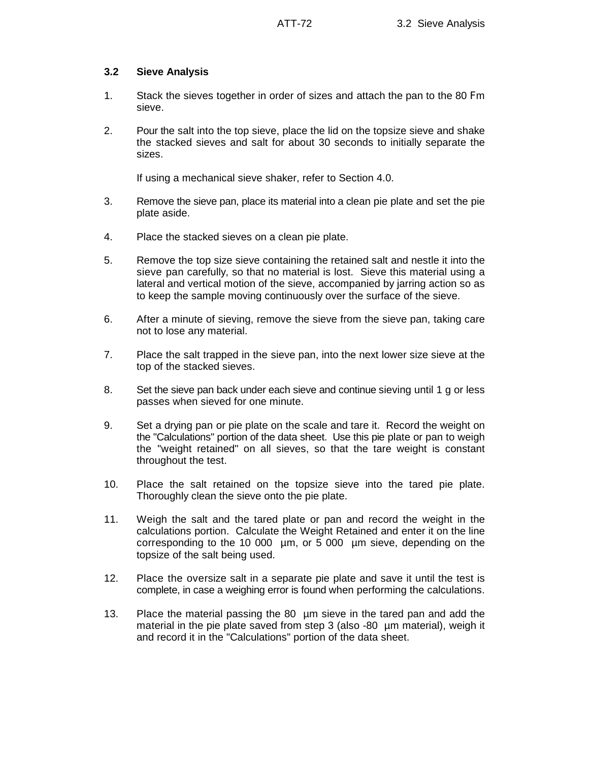### 3.2 Sieve Analysis

1. Stack the sieves together in order of sizes and attach the pan to the 80 Fm sieve.

2. Pour the salt into the top sieve, place the lid on the topsize sieve and shake the stacked sieves and salt for about 30 seconds to initially separate the sizes.

   If using a mechanical sieve shaker, refer to Section 4.0.

3. Remove the sieve pan, place its material into a clean pie plate and set the pie plate aside.

4. Place the stacked sieves on a clean pie plate.

5. Remove the top size sieve containing the retained salt and nestle it into the sieve pan carefully, so that no material is lost. Sieve this material using a lateral and vertical motion of the sieve, accompanied by jarring action so as to keep the sample moving continuously over the surface of the sieve.

6. After a minute of sieving, remove the sieve from the sieve pan, taking care not to lose any material.

7. Place the salt trapped in the sieve pan, into the next lower size sieve at the top of the stacked sieves.

8. Set the sieve pan back under each sieve and continue sieving until 1 g or less passes when sieved for one minute.

9. Set a drying pan or pie plate on the scale and tare it. Record the weight on the "Calculations" portion of the data sheet. Use this pie plate or pan to weigh the "weight retained" on all sieves, so that the tare weight is constant throughout the test.

10. Place the salt retained on the topsize sieve into the tared pie plate. Thoroughly clean the sieve onto the pie plate.

11. Weigh the salt and the tared plate or pan and record the weight in the calculations portion. Calculate the Weight Retained and enter it on the line corresponding to the 10 000 µm, or 5 000 µm sieve, depending on the topsize of the salt being used.

12. Place the oversize salt in a separate pie plate and save it until the test is complete, in case a weighing error is found when performing the calculations.

13. Place the material passing the 80 µm sieve in the tared pan and add the material in the pie plate saved from step 3 (also -80 µm material), weigh it and record it in the "Calculations" portion of the data sheet.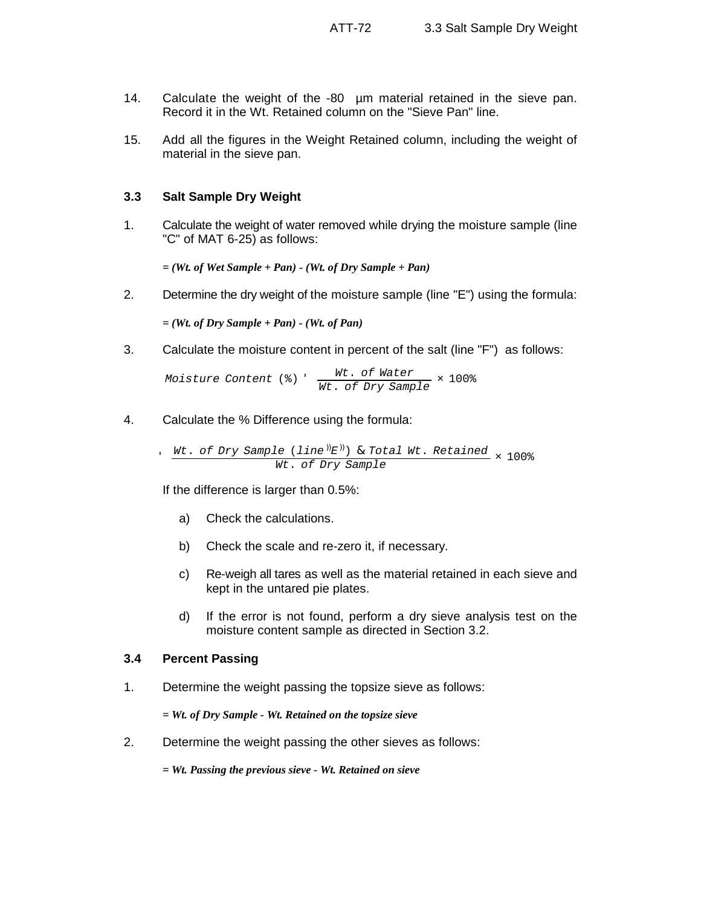14. Calculate the weight of the -80 µm material retained in the sieve pan. Record it in the Wt. Retained column on the "Sieve Pan" line.

15. Add all the figures in the Weight Retained column, including the weight of material in the sieve pan.

### 3.3 Salt Sample Dry Weight

1. Calculate the weight of water removed while drying the moisture sample (line "C" of MAT 6-25) as follows:

   = ***(Wt. of Wet Sample + Pan) - (Wt. of Dry Sample + Pan)***

2. Determine the dry weight of the moisture sample (line "E") using the formula:

   = ***(Wt. of Dry Sample + Pan) - (Wt. of Pan)***

3. Calculate the moisture content in percent of the salt (line "F") as follows:

   $$Moisture\ Content\ (\%) = \frac{Wt.\ of\ Water}{Wt.\ of\ Dry\ Sample} \times 100\%$$

4. Calculate the % Difference using the formula:

   $$= \frac{Wt.\ of\ Dry\ Sample\ (line\ "E") - Total\ Wt.\ Retained}{Wt.\ of\ Dry\ Sample} \times 100\%$$

   If the difference is larger than 0.5%:

   a) Check the calculations.

   b) Check the scale and re-zero it, if necessary.

   c) Re-weigh all tares as well as the material retained in each sieve and kept in the untared pie plates.

   d) If the error is not found, perform a dry sieve analysis test on the moisture content sample as directed in Section 3.2.

### 3.4 Percent Passing

1. Determine the weight passing the topsize sieve as follows:

   = ***Wt. of Dry Sample - Wt. Retained on the topsize sieve***

2. Determine the weight passing the other sieves as follows:

   = ***Wt. Passing the previous sieve - Wt. Retained on sieve***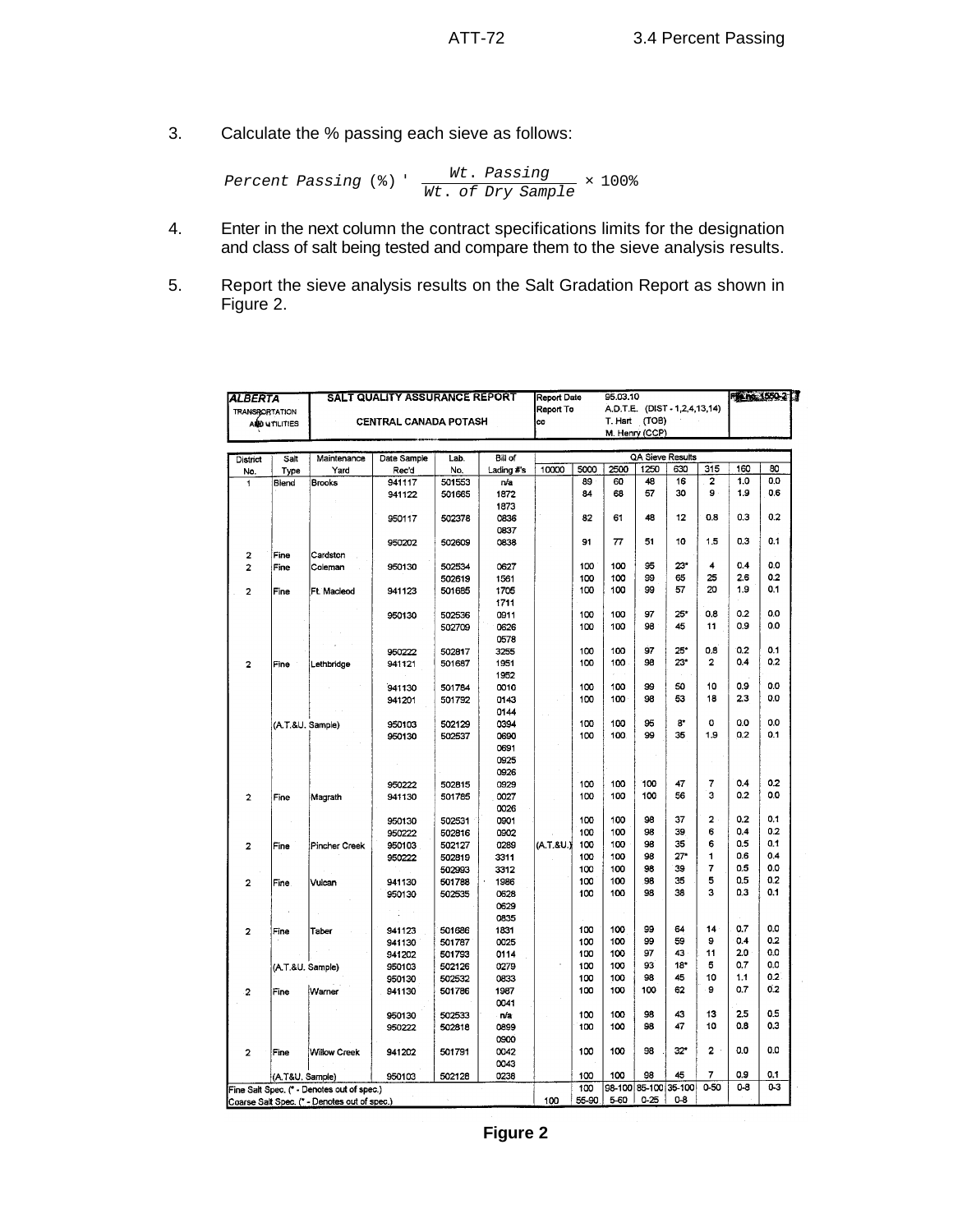3. Calculate the % passing each sieve as follows:

$$Percent\ Passing\ (\%) = \frac{Wt.\ Passing}{Wt.\ of\ Dry\ Sample} \times 100\%$$

4. Enter in the next column the contract specifications limits for the designation and class of salt being tested and compare them to the sieve analysis results.

5. Report the sieve analysis results on the Salt Gradation Report as shown in Figure 2.

**ALBERTA TRANSPORTATION AND UTILITIES** — **SALT QUALITY ASSURANCE REPORT** — **CENTRAL CANADA POTASH**

Report Date: 95.03.10
Report To: A.D.T.E. (DIST - 1,2,4,13,14)
cc: T. Hart (TOB), M. Henry (CCP)

File no. 1550-2

| District No. | Salt Type | Maintenance Yard | Date Sample Rec'd | Lab. No. | Bill of Lading #'s | 10000 | 5000 | 2500 | 1250 | 630 | 315 | 160 | 80 |
|---|---|---|---|---|---|---|---|---|---|---|---|---|---|
| | | | | | | QA Sieve Results | | | | | | | |
| 1 | Blend | Brooks | 941117 | 501553 | n/a | | 89 | 60 | 48 | 16 | 2 | 1.0 | 0.0 |
| | | | 941122 | 501665 | 1872 | | 84 | 68 | 57 | 30 | 9 | 1.9 | 0.6 |
| | | | | | 1873 | | | | | | | | |
| | | | 950117 | 502378 | 0836 | | 82 | 61 | 48 | 12 | 0.8 | 0.3 | 0.2 |
| | | | | | 0837 | | | | | | | | |
| | | | 950202 | 502609 | 0838 | | 91 | 77 | 51 | 10 | 1.5 | 0.3 | 0.1 |
| 2 | Fine | Cardston | | | | | | | | | | | |
| 2 | Fine | Coleman | 950130 | 502534 | 0627 | | 100 | 100 | 95 | 23* | 4 | 0.4 | 0.0 |
| | | | | 502619 | 1561 | | 100 | 100 | 99 | 65 | 25 | 2.6 | 0.2 |
| 2 | Fine | Ft. Macleod | 941123 | 501685 | 1705 | | 100 | 100 | 99 | 57 | 20 | 1.9 | 0.1 |
| | | | | | 1711 | | | | | | | | |
| | | | 950130 | 502536 | 0911 | | 100 | 100 | 97 | 25* | 0.8 | 0.2 | 0.0 |
| | | | | 502709 | 0626 | | 100 | 100 | 98 | 45 | 11 | 0.9 | 0.0 |
| | | | | | 0578 | | | | | | | | |
| | | | 950222 | 502817 | 3255 | | 100 | 100 | 97 | 25* | 0.8 | 0.2 | 0.1 |
| 2 | Fine | Lethbridge | 941121 | 501687 | 1951 | | 100 | 100 | 98 | 23* | 2 | 0.4 | 0.2 |
| | | | | | 1952 | | | | | | | | |
| | | | 941130 | 501784 | 0010 | | 100 | 100 | 99 | 50 | 10 | 0.9 | 0.0 |
| | | | 941201 | 501792 | 0143 | | 100 | 100 | 98 | 53 | 18 | 2.3 | 0.0 |
| | | | | | 0144 | | | | | | | | |
| | (A.T.&U. Sample) | | 950103 | 502129 | 0394 | | 100 | 100 | 95 | 8* | 0 | 0.0 | 0.0 |
| | | | 950130 | 502537 | 0690 | | 100 | 100 | 99 | 35 | 1.9 | 0.2 | 0.1 |
| | | | | | 0691 | | | | | | | | |
| | | | | | 0925 | | | | | | | | |
| | | | | | 0926 | | | | | | | | |
| | | | 950222 | 502815 | 0929 | | 100 | 100 | 100 | 47 | 7 | 0.4 | 0.2 |
| 2 | Fine | Magrath | 941130 | 501785 | 0027 | | 100 | 100 | 100 | 56 | 3 | 0.2 | 0.0 |
| | | | | | 0026 | | | | | | | | |
| | | | 950130 | 502531 | 0901 | | 100 | 100 | 98 | 37 | 2 | 0.2 | 0.1 |
| | | | 950222 | 502816 | 0902 | | 100 | 100 | 98 | 39 | 6 | 0.4 | 0.2 |
| 2 | Fine | Pincher Creek | 950103 | 502127 | 0289 | (A.T.&U.) | 100 | 100 | 98 | 35 | 6 | 0.5 | 0.1 |
| | | | 950222 | 502819 | 3311 | | 100 | 100 | 98 | 27* | 1 | 0.6 | 0.4 |
| | | | | 502993 | 3312 | | 100 | 100 | 98 | 39 | 7 | 0.5 | 0.0 |
| 2 | Fine | Vulcan | 941130 | 501788 | 1986 | | 100 | 100 | 98 | 35 | 5 | 0.5 | 0.2 |
| | | | 950130 | 502535 | 0628 | | 100 | 100 | 98 | 38 | 3 | 0.3 | 0.1 |
| | | | | | 0629 | | | | | | | | |
| | | | | | 0835 | | | | | | | | |
| 2 | Fine | Taber | 941123 | 501686 | 1831 | | 100 | 100 | 99 | 64 | 14 | 0.7 | 0.0 |
| | | | 941130 | 501787 | 0025 | | 100 | 100 | 99 | 59 | 9 | 0.4 | 0.2 |
| | | | 941202 | 501793 | 0114 | | 100 | 100 | 97 | 43 | 11 | 2.0 | 0.0 |
| | (A.T.&U. Sample) | | 950103 | 502126 | 0279 | | 100 | 100 | 93 | 18* | 5 | 0.7 | 0.0 |
| | | | 950130 | 502532 | 0833 | | 100 | 100 | 98 | 45 | 10 | 1.1 | 0.2 |
| 2 | Fine | Warner | 941130 | 501786 | 1987 | | 100 | 100 | 100 | 62 | 9 | 0.7 | 0.2 |
| | | | | | 0041 | | | | | | | | |
| | | | 950130 | 502533 | n/a | | 100 | 100 | 98 | 43 | 13 | 2.5 | 0.5 |
| | | | 950222 | 502818 | 0899 | | 100 | 100 | 98 | 47 | 10 | 0.8 | 0.3 |
| | | | | | 0900 | | | | | | | | |
| 2 | Fine | Willow Creek | 941202 | 501791 | 0042 | | 100 | 100 | 98 | 32* | 2 | 0.0 | 0.0 |
| | | | | | 0043 | | | | | | | | |
| | (A.T&U. Sample) | | 950103 | 502128 | 0238 | | 100 | 100 | 98 | 45 | 7 | 0.9 | 0.1 |
| Fine Salt Spec. (* - Denotes out of spec.) | | | | | | | 100 | 98-100 | 85-100 | 35-100 | 0-50 | 0-8 | 0-3 |
| Coarse Salt Spec. (* - Denotes out of spec.) | | | | | | 100 | 55-90 | 5-60 | 0-25 | 0-8 | | | |

**Figure 2**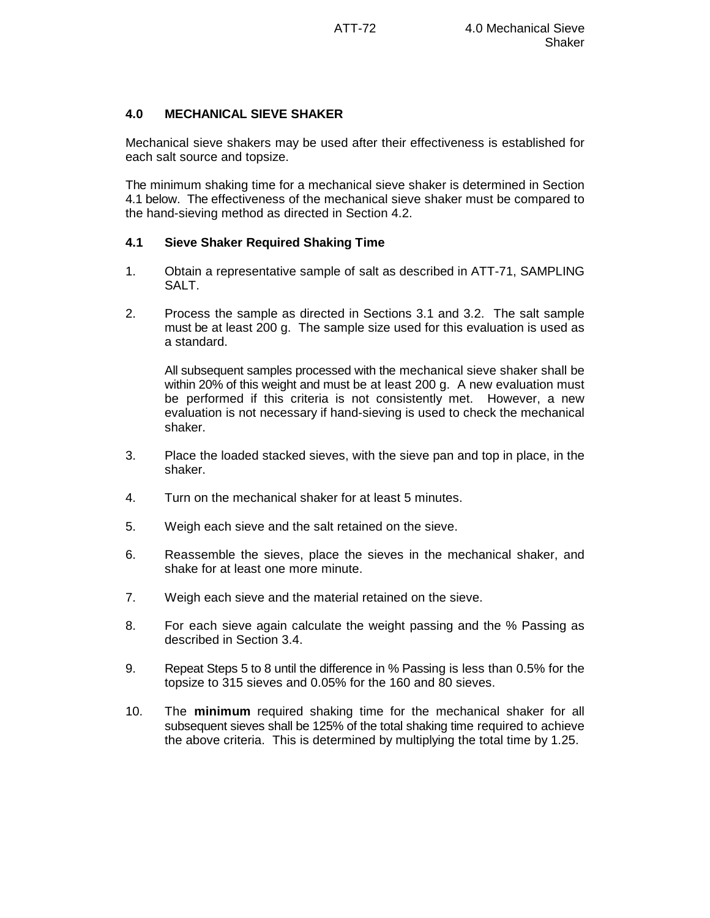## 4.0 MECHANICAL SIEVE SHAKER

Mechanical sieve shakers may be used after their effectiveness is established for each salt source and topsize.

The minimum shaking time for a mechanical sieve shaker is determined in Section 4.1 below. The effectiveness of the mechanical sieve shaker must be compared to the hand-sieving method as directed in Section 4.2.

### 4.1 Sieve Shaker Required Shaking Time

1. Obtain a representative sample of salt as described in ATT-71, SAMPLING SALT.

2. Process the sample as directed in Sections 3.1 and 3.2. The salt sample must be at least 200 g. The sample size used for this evaluation is used as a standard.

   All subsequent samples processed with the mechanical sieve shaker shall be within 20% of this weight and must be at least 200 g. A new evaluation must be performed if this criteria is not consistently met. However, a new evaluation is not necessary if hand-sieving is used to check the mechanical shaker.

3. Place the loaded stacked sieves, with the sieve pan and top in place, in the shaker.

4. Turn on the mechanical shaker for at least 5 minutes.

5. Weigh each sieve and the salt retained on the sieve.

6. Reassemble the sieves, place the sieves in the mechanical shaker, and shake for at least one more minute.

7. Weigh each sieve and the material retained on the sieve.

8. For each sieve again calculate the weight passing and the % Passing as described in Section 3.4.

9. Repeat Steps 5 to 8 until the difference in % Passing is less than 0.5% for the topsize to 315 sieves and 0.05% for the 160 and 80 sieves.

10. The **minimum** required shaking time for the mechanical shaker for all subsequent sieves shall be 125% of the total shaking time required to achieve the above criteria. This is determined by multiplying the total time by 1.25.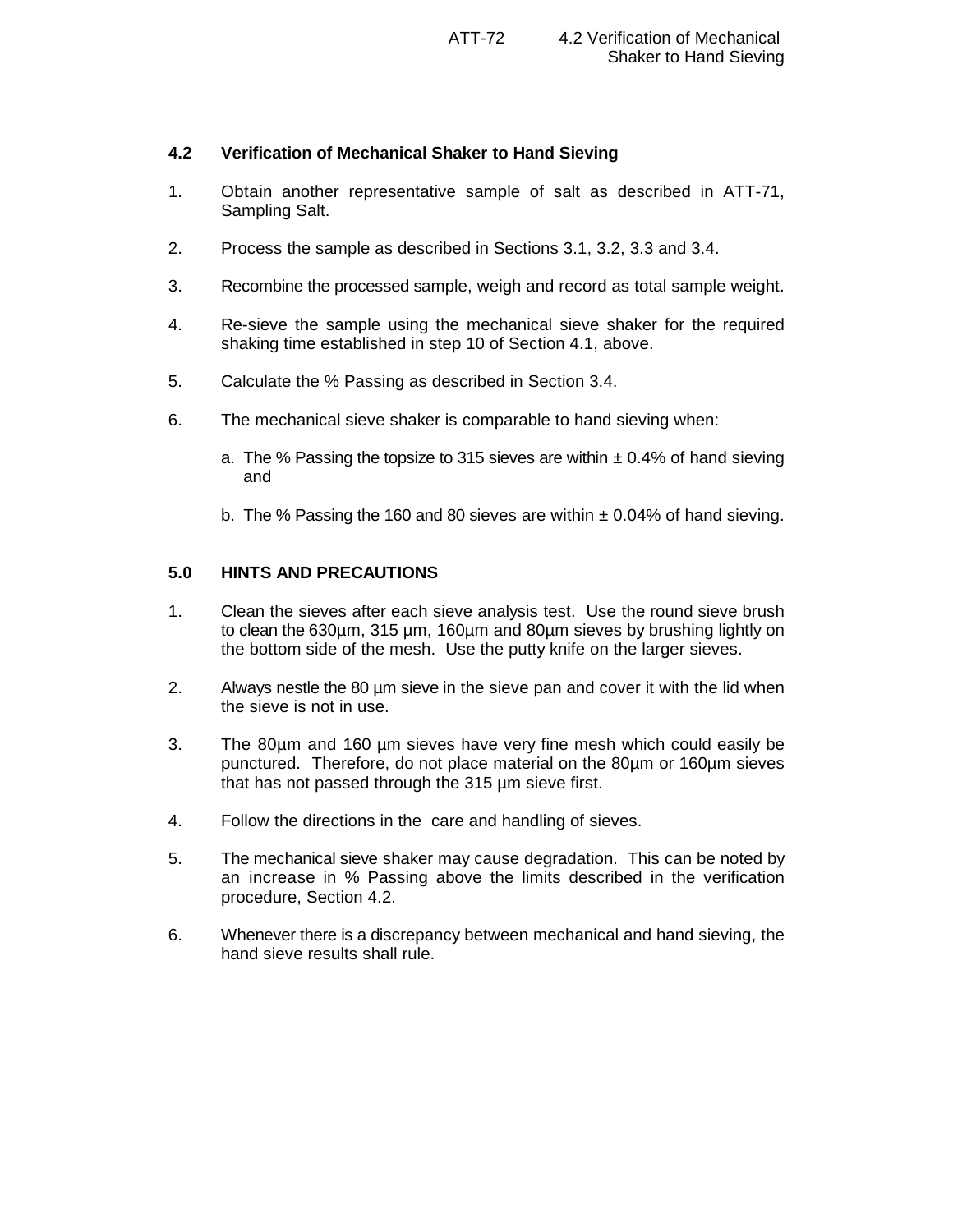## 4.2 Verification of Mechanical Shaker to Hand Sieving

1. Obtain another representative sample of salt as described in ATT-71, Sampling Salt.

2. Process the sample as described in Sections 3.1, 3.2, 3.3 and 3.4.

3. Recombine the processed sample, weigh and record as total sample weight.

4. Re-sieve the sample using the mechanical sieve shaker for the required shaking time established in step 10 of Section 4.1, above.

5. Calculate the % Passing as described in Section 3.4.

6. The mechanical sieve shaker is comparable to hand sieving when:

   a. The % Passing the topsize to 315 sieves are within ± 0.4% of hand sieving and

   b. The % Passing the 160 and 80 sieves are within ± 0.04% of hand sieving.

## 5.0 HINTS AND PRECAUTIONS

1. Clean the sieves after each sieve analysis test. Use the round sieve brush to clean the 630µm, 315 µm, 160µm and 80µm sieves by brushing lightly on the bottom side of the mesh. Use the putty knife on the larger sieves.

2. Always nestle the 80 µm sieve in the sieve pan and cover it with the lid when the sieve is not in use.

3. The 80µm and 160 µm sieves have very fine mesh which could easily be punctured. Therefore, do not place material on the 80µm or 160µm sieves that has not passed through the 315 µm sieve first.

4. Follow the directions in the care and handling of sieves.

5. The mechanical sieve shaker may cause degradation. This can be noted by an increase in % Passing above the limits described in the verification procedure, Section 4.2.

6. Whenever there is a discrepancy between mechanical and hand sieving, the hand sieve results shall rule.